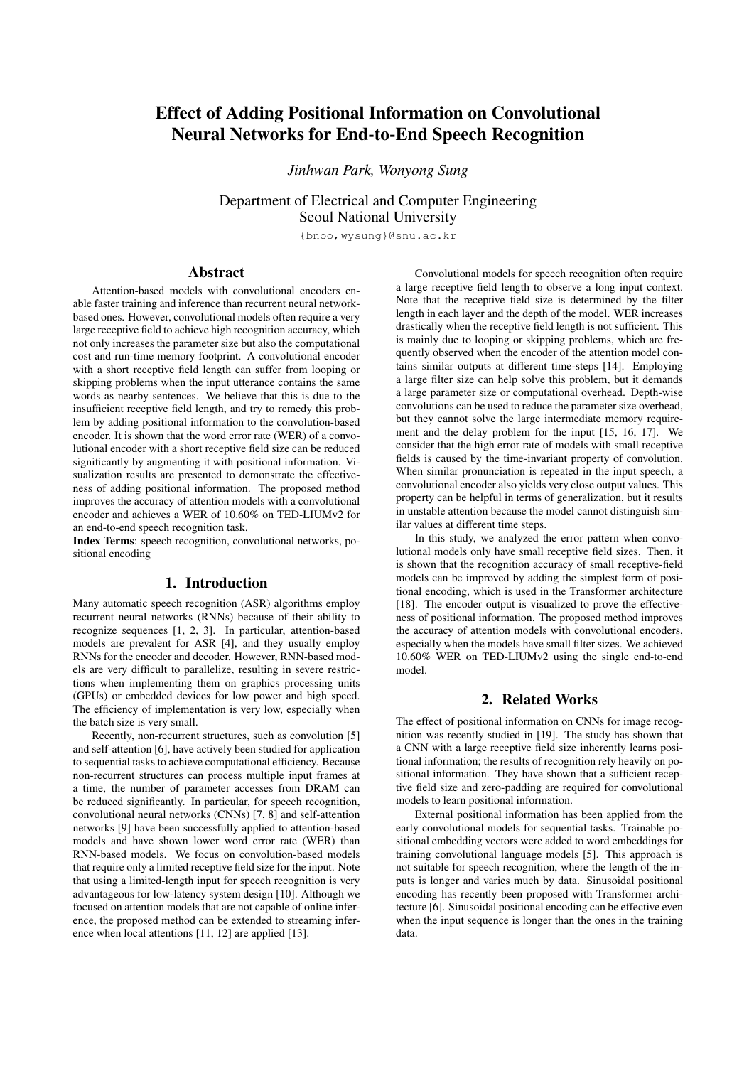# Effect of Adding Positional Information on Convolutional Neural Networks for End-to-End Speech Recognition

*Jinhwan Park, Wonyong Sung*

Department of Electrical and Computer Engineering
Seoul National University

{bnoo,wysung}@snu.ac.kr

## Abstract

Attention-based models with convolutional encoders enable faster training and inference than recurrent neural network-based ones. However, convolutional models often require a very large receptive field to achieve high recognition accuracy, which not only increases the parameter size but also the computational cost and run-time memory footprint. A convolutional encoder with a short receptive field length can suffer from looping or skipping problems when the input utterance contains the same words as nearby sentences. We believe that this is due to the insufficient receptive field length, and try to remedy this problem by adding positional information to the convolution-based encoder. It is shown that the word error rate (WER) of a convolutional encoder with a short receptive field size can be reduced significantly by augmenting it with positional information. Visualization results are presented to demonstrate the effectiveness of adding positional information. The proposed method improves the accuracy of attention models with a convolutional encoder and achieves a WER of 10.60% on TED-LIUMv2 for an end-to-end speech recognition task.

**Index Terms**: speech recognition, convolutional networks, positional encoding

## 1. Introduction

Many automatic speech recognition (ASR) algorithms employ recurrent neural networks (RNNs) because of their ability to recognize sequences [1, 2, 3]. In particular, attention-based models are prevalent for ASR [4], and they usually employ RNNs for the encoder and decoder. However, RNN-based models are very difficult to parallelize, resulting in severe restrictions when implementing them on graphics processing units (GPUs) or embedded devices for low power and high speed. The efficiency of implementation is very low, especially when the batch size is very small.

Recently, non-recurrent structures, such as convolution [5] and self-attention [6], have actively been studied for application to sequential tasks to achieve computational efficiency. Because non-recurrent structures can process multiple input frames at a time, the number of parameter accesses from DRAM can be reduced significantly. In particular, for speech recognition, convolutional neural networks (CNNs) [7, 8] and self-attention networks [9] have been successfully applied to attention-based models and have shown lower word error rate (WER) than RNN-based models. We focus on convolution-based models that require only a limited receptive field size for the input. Note that using a limited-length input for speech recognition is very advantageous for low-latency system design [10]. Although we focused on attention models that are not capable of online inference, the proposed method can be extended to streaming inference when local attentions [11, 12] are applied [13].

Convolutional models for speech recognition often require a large receptive field length to observe a long input context. Note that the receptive field size is determined by the filter length in each layer and the depth of the model. WER increases drastically when the receptive field length is not sufficient. This is mainly due to looping or skipping problems, which are frequently observed when the encoder of the attention model contains similar outputs at different time-steps [14]. Employing a large filter size can help solve this problem, but it demands a large parameter size or computational overhead. Depth-wise convolutions can be used to reduce the parameter size overhead, but they cannot solve the large intermediate memory requirement and the delay problem for the input [15, 16, 17]. We consider that the high error rate of models with small receptive fields is caused by the time-invariant property of convolution. When similar pronunciation is repeated in the input speech, a convolutional encoder also yields very close output values. This property can be helpful in terms of generalization, but it results in unstable attention because the model cannot distinguish similar values at different time steps.

In this study, we analyzed the error pattern when convolutional models only have small receptive field sizes. Then, it is shown that the recognition accuracy of small receptive-field models can be improved by adding the simplest form of positional encoding, which is used in the Transformer architecture [18]. The encoder output is visualized to prove the effectiveness of positional information. The proposed method improves the accuracy of attention models with convolutional encoders, especially when the models have small filter sizes. We achieved 10.60% WER on TED-LIUMv2 using the single end-to-end model.

## 2. Related Works

The effect of positional information on CNNs for image recognition was recently studied in [19]. The study has shown that a CNN with a large receptive field size inherently learns positional information; the results of recognition rely heavily on positional information. They have shown that a sufficient receptive field size and zero-padding are required for convolutional models to learn positional information.

External positional information has been applied from the early convolutional models for sequential tasks. Trainable positional embedding vectors were added to word embeddings for training convolutional language models [5]. This approach is not suitable for speech recognition, where the length of the inputs is longer and varies much by data. Sinusoidal positional encoding has recently been proposed with Transformer architecture [6]. Sinusoidal positional encoding can be effective even when the input sequence is longer than the ones in the training data.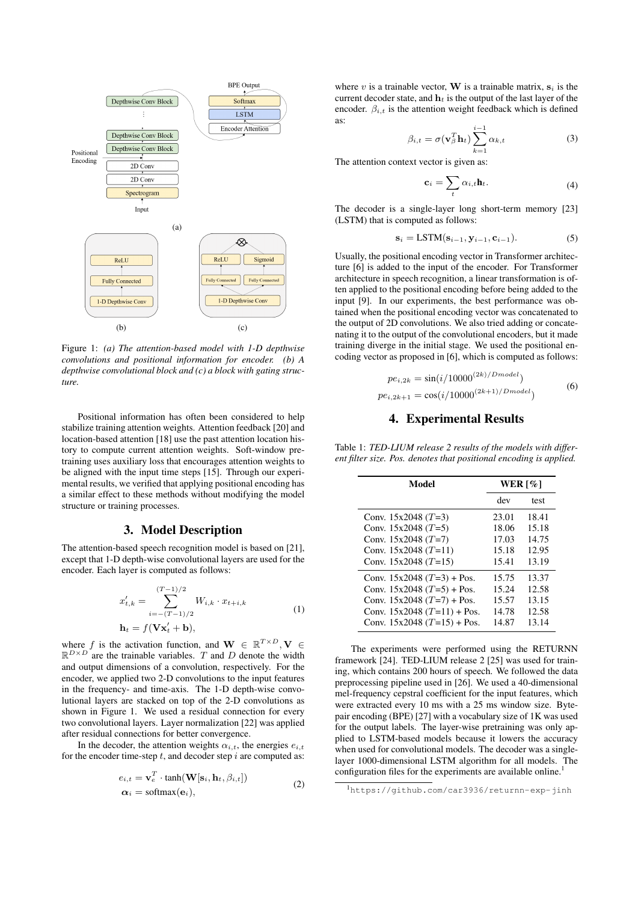Figure 1: *(a) The attention-based model with 1-D depthwise convolutions and positional information for encoder. (b) A depthwise convolutional block and (c) a block with gating structure.*

Positional information has often been considered to help stabilize training attention weights. Attention feedback [20] and location-based attention [18] use the past attention location history to compute current attention weights. Soft-window pretraining uses auxiliary loss that encourages attention weights to be aligned with the input time steps [15]. Through our experimental results, we verified that applying positional encoding has a similar effect to these methods without modifying the model structure or training processes.

## 3. Model Description

The attention-based speech recognition model is based on [21], except that 1-D depth-wise convolutional layers are used for the encoder. Each layer is computed as follows:

$$
\begin{aligned}
x'_{t,k} &= \sum_{i=-(T-1)/2}^{(T-1)/2} W_{i,k} \cdot x_{t+i,k} \\
\mathbf{h}_t &= f(\mathbf{V}\mathbf{x}'_t + \mathbf{b}),
\end{aligned}
\tag{1}
$$

where $f$ is the activation function, and $\mathbf{W} \in \mathbb{R}^{T \times D}, \mathbf{V} \in \mathbb{R}^{D \times D}$ are the trainable variables. $T$ and $D$ denote the width and output dimensions of a convolution, respectively. For the encoder, we applied two 2-D convolutions to the input features in the frequency- and time-axis. The 1-D depth-wise convolutional layers are stacked on top of the 2-D convolutions as shown in Figure 1. We used a residual connection for every two convolutional layers. Layer normalization [22] was applied after residual connections for better convergence.

In the decoder, the attention weights $\alpha_{i,t}$, the energies $e_{i,t}$ for the encoder time-step $t$, and decoder step $i$ are computed as:

$$
\begin{aligned}
e_{i,t} &= \mathbf{v}_e^T \cdot \tanh(\mathbf{W}[\mathbf{s}_i, \mathbf{h}_t, \beta_{i,t}]) \\
\boldsymbol{\alpha}_i &= \text{softmax}(\mathbf{e}_i),
\end{aligned}
\tag{2}
$$

where $v$ is a trainable vector, $\mathbf{W}$ is a trainable matrix, $\mathbf{s}_i$ is the current decoder state, and $\mathbf{h}_t$ is the output of the last layer of the encoder. $\beta_{i,t}$ is the attention weight feedback which is defined as:

$$
\beta_{i,t} = \sigma(\mathbf{v}_\beta^T \mathbf{h}_t) \sum_{k=1}^{i-1} \alpha_{k,t} \tag{3}
$$

The attention context vector is given as:

$$
\mathbf{c}_i = \sum_t \alpha_{i,t} \mathbf{h}_t. \tag{4}
$$

The decoder is a single-layer long short-term memory [23] (LSTM) that is computed as follows:

$$
\mathbf{s}_i = \text{LSTM}(\mathbf{s}_{i-1}, \mathbf{y}_{i-1}, \mathbf{c}_{i-1}). \tag{5}
$$

Usually, the positional encoding vector in Transformer architecture [6] is added to the input of the encoder. For Transformer architecture in speech recognition, a linear transformation is often applied to the positional encoding before being added to the input [9]. In our experiments, the best performance was obtained when the positional encoding vector was concatenated to the output of 2D convolutions. We also tried adding or concatenating it to the output of the convolutional encoders, but it made training diverge in the initial stage. We used the positional encoding vector as proposed in [6], which is computed as follows:

$$
\begin{aligned}
pe_{i,2k} &= \sin(i/10000^{(2k)/Dmodel}) \\
pe_{i,2k+1} &= \cos(i/10000^{(2k+1)/Dmodel})
\end{aligned}
\tag{6}
$$

## 4. Experimental Results

Table 1: *TED-LIUM release 2 results of the models with different filter size. Pos. denotes that positional encoding is applied.*

| Model | WER [%] | |
|---|---|---|
| | dev | test |
| Conv. 15x2048 ($T$=3) | 23.01 | 18.41 |
| Conv. 15x2048 ($T$=5) | 18.06 | 15.18 |
| Conv. 15x2048 ($T$=7) | 17.03 | 14.75 |
| Conv. 15x2048 ($T$=11) | 15.18 | 12.95 |
| Conv. 15x2048 ($T$=15) | 15.41 | 13.19 |
| Conv. 15x2048 ($T$=3) + Pos. | 15.75 | 13.37 |
| Conv. 15x2048 ($T$=5) + Pos. | 15.24 | 12.58 |
| Conv. 15x2048 ($T$=7) + Pos. | 15.57 | 13.15 |
| Conv. 15x2048 ($T$=11) + Pos. | 14.78 | 12.58 |
| Conv. 15x2048 ($T$=15) + Pos. | 14.87 | 13.14 |

The experiments were performed using the RETURNN framework [24]. TED-LIUM release 2 [25] was used for training, which contains 200 hours of speech. We followed the data preprocessing pipeline used in [26]. We used a 40-dimensional mel-frequency cepstral coefficient for the input features, which were extracted every 10 ms with a 25 ms window size. Byte-pair encoding (BPE) [27] with a vocabulary size of 1K was used for the output labels. The layer-wise pretraining was only applied to LSTM-based models because it lowers the accuracy when used for convolutional models. The decoder was a single-layer 1000-dimensional LSTM algorithm for all models. The configuration files for the experiments are available online.[1]

[1] https://github.com/car3936/returnn-exp-jinh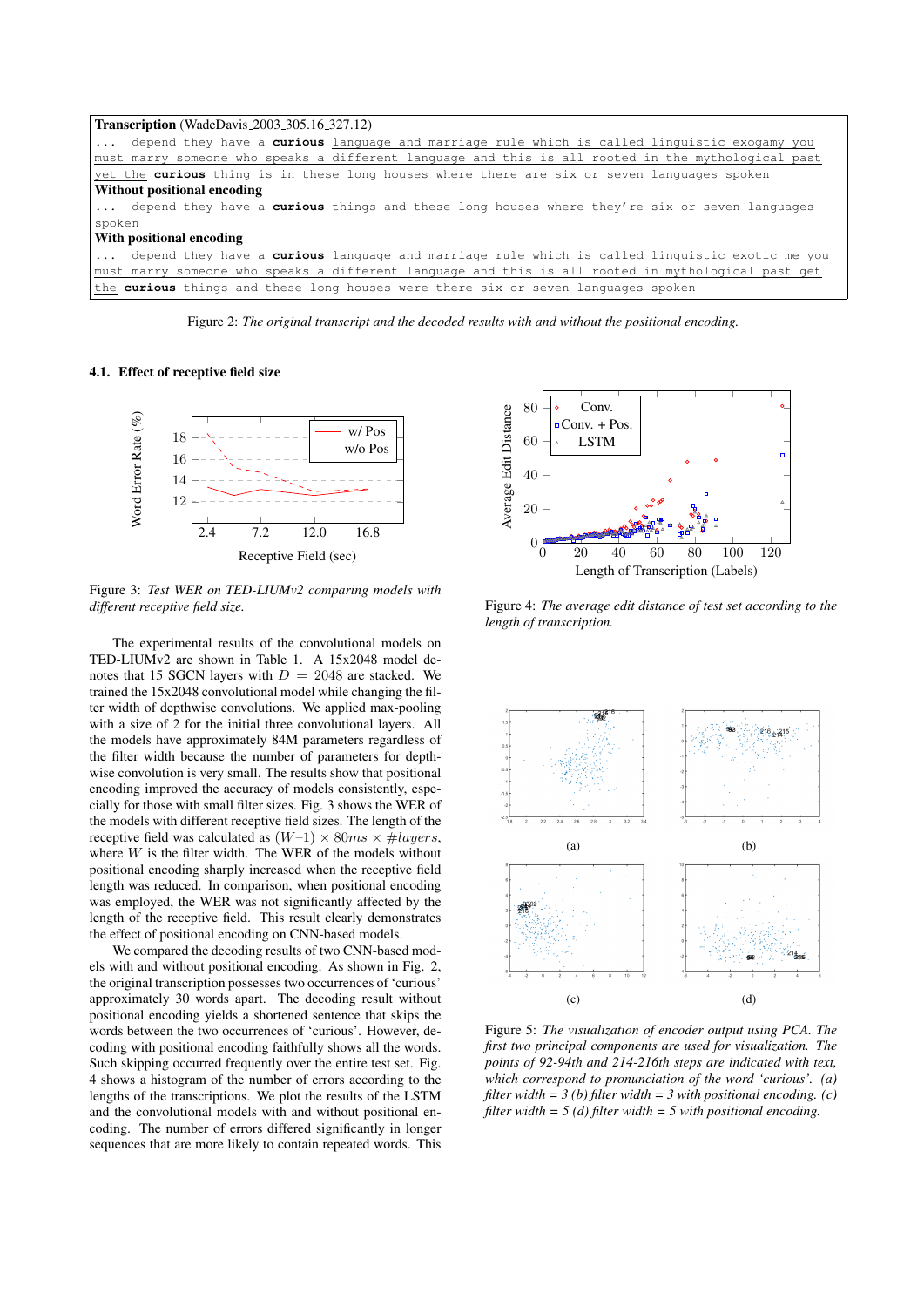**Transcription** (WadeDavis_2003_305.16_327.12)

```
... depend they have a curious language and marriage rule which is called linguistic exogamy you
must marry someone who speaks a different language and this is all rooted in the mythological past
yet the curious thing is in these long houses where there are six or seven languages spoken
```

**Without positional encoding**

```
... depend they have a curious things and these long houses where they're six or seven languages
spoken
```

**With positional encoding**

```
... depend they have a curious language and marriage rule which is called linguistic exotic me you
must marry someone who speaks a different language and this is all rooted in mythological past get
the curious things and these long houses were there six or seven languages spoken
```

Figure 2: *The original transcript and the decoded results with and without the positional encoding.*

### 4.1. Effect of receptive field size

Figure 3: *Test WER on TED-LIUMv2 comparing models with different receptive field size.*

Figure 4: *The average edit distance of test set according to the length of transcription.*

The experimental results of the convolutional models on TED-LIUMv2 are shown in Table 1. A 15x2048 model denotes that 15 SGCN layers with $D = 2048$ are stacked. We trained the 15x2048 convolutional model while changing the filter width of depthwise convolutions. We applied max-pooling with a size of 2 for the initial three convolutional layers. All the models have approximately 84M parameters regardless of the filter width because the number of parameters for depthwise convolution is very small. The results show that positional encoding improved the accuracy of models consistently, especially for those with small filter sizes. Fig. 3 shows the WER of the models with different receptive field sizes. The length of the receptive field was calculated as $(W-1) \times 80ms \times \#layers$, where $W$ is the filter width. The WER of the models without positional encoding sharply increased when the receptive field length was reduced. In comparison, when positional encoding was employed, the WER was not significantly affected by the length of the receptive field. This result clearly demonstrates the effect of positional encoding on CNN-based models.

We compared the decoding results of two CNN-based models with and without positional encoding. As shown in Fig. 2, the original transcription possesses two occurrences of 'curious' approximately 30 words apart. The decoding result without positional encoding yields a shortened sentence that skips the words between the two occurrences of 'curious'. However, decoding with positional encoding faithfully shows all the words. Such skipping occurred frequently over the entire test set. Fig. 4 shows a histogram of the number of errors according to the lengths of the transcriptions. We plot the results of the LSTM and the convolutional models with and without positional encoding. The number of errors differed significantly in longer sequences that are more likely to contain repeated words. This

Figure 5: *The visualization of encoder output using PCA. The first two principal components are used for visualization. The points of 92-94th and 214-216th steps are indicated with text, which correspond to pronunciation of the word 'curious'. (a) filter width = 3 (b) filter width = 3 with positional encoding. (c) filter width = 5 (d) filter width = 5 with positional encoding.*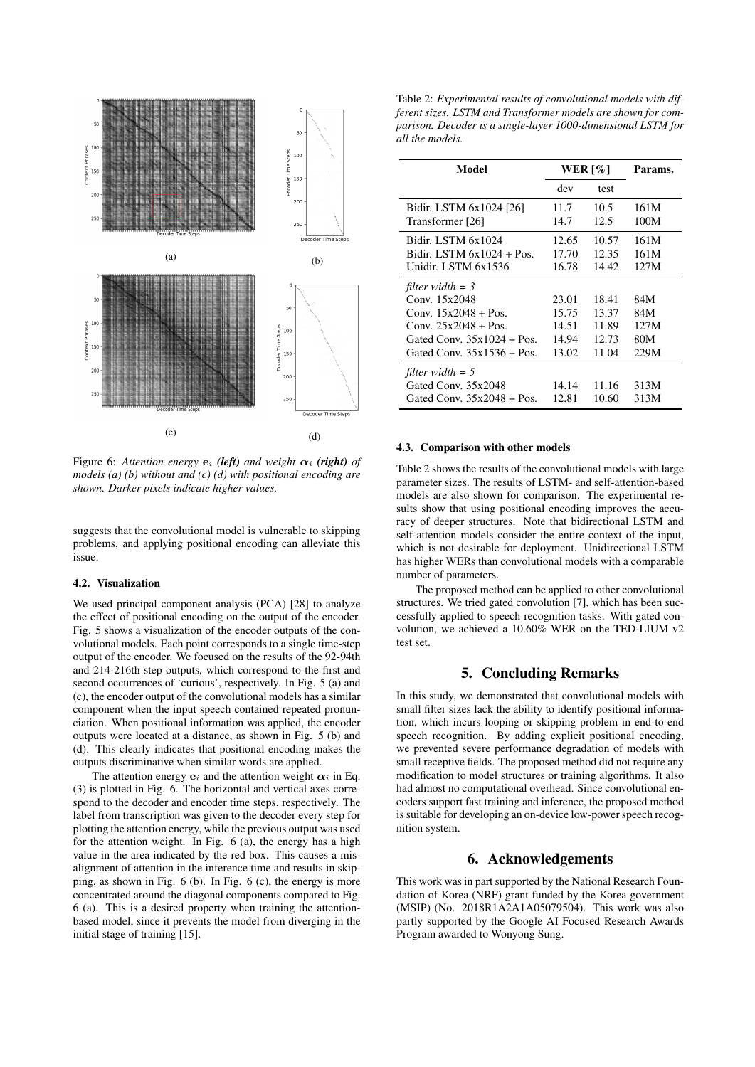Figure 6: *Attention energy* $\mathbf{e}_i$ ***(left)*** *and weight* $\boldsymbol{\alpha}_i$ ***(right)*** *of models (a) (b) without and (c) (d) with positional encoding are shown. Darker pixels indicate higher values.*

suggests that the convolutional model is vulnerable to skipping problems, and applying positional encoding can alleviate this issue.

### 4.2. Visualization

We used principal component analysis (PCA) [28] to analyze the effect of positional encoding on the output of the encoder. Fig. 5 shows a visualization of the encoder outputs of the convolutional models. Each point corresponds to a single time-step output of the encoder. We focused on the results of the 92-94th and 214-216th step outputs, which correspond to the first and second occurrences of 'curious', respectively. In Fig. 5 (a) and (c), the encoder output of the convolutional models has a similar component when the input speech contained repeated pronunciation. When positional information was applied, the encoder outputs were located at a distance, as shown in Fig. 5 (b) and (d). This clearly indicates that positional encoding makes the outputs discriminative when similar words are applied.

The attention energy $\mathbf{e}_i$ and the attention weight $\boldsymbol{\alpha}_i$ in Eq. (3) is plotted in Fig. 6. The horizontal and vertical axes correspond to the decoder and encoder time steps, respectively. The label from transcription was given to the decoder every step for plotting the attention energy, while the previous output was used for the attention weight. In Fig. 6 (a), the energy has a high value in the area indicated by the red box. This causes a misalignment of attention in the inference time and results in skipping, as shown in Fig. 6 (b). In Fig. 6 (c), the energy is more concentrated around the diagonal components compared to Fig. 6 (a). This is a desired property when training the attention-based model, since it prevents the model from diverging in the initial stage of training [15].

Table 2: *Experimental results of convolutional models with different sizes. LSTM and Transformer models are shown for comparison. Decoder is a single-layer 1000-dimensional LSTM for all the models.*

| Model | WER [%] | | Params. |
|---|---|---|---|
| | dev | test | |
| Bidir. LSTM 6x1024 [26] | 11.7 | 10.5 | 161M |
| Transformer [26] | 14.7 | 12.5 | 100M |
| Bidir. LSTM 6x1024 | 12.65 | 10.57 | 161M |
| Bidir. LSTM 6x1024 + Pos. | 17.70 | 12.35 | 161M |
| Unidir. LSTM 6x1536 | 16.78 | 14.42 | 127M |
| *filter width = 3* | | | |
| Conv. 15x2048 | 23.01 | 18.41 | 84M |
| Conv. 15x2048 + Pos. | 15.75 | 13.37 | 84M |
| Conv. 25x2048 + Pos. | 14.51 | 11.89 | 127M |
| Gated Conv. 35x1024 + Pos. | 14.94 | 12.73 | 80M |
| Gated Conv. 35x1536 + Pos. | 13.02 | 11.04 | 229M |
| *filter width = 5* | | | |
| Gated Conv. 35x2048 | 14.14 | 11.16 | 313M |
| Gated Conv. 35x2048 + Pos. | 12.81 | 10.60 | 313M |

### 4.3. Comparison with other models

Table 2 shows the results of the convolutional models with large parameter sizes. The results of LSTM- and self-attention-based models are also shown for comparison. The experimental results show that using positional encoding improves the accuracy of deeper structures. Note that bidirectional LSTM and self-attention models consider the entire context of the input, which is not desirable for deployment. Unidirectional LSTM has higher WERs than convolutional models with a comparable number of parameters.

The proposed method can be applied to other convolutional structures. We tried gated convolution [7], which has been successfully applied to speech recognition tasks. With gated convolution, we achieved a 10.60% WER on the TED-LIUM v2 test set.

## 5. Concluding Remarks

In this study, we demonstrated that convolutional models with small filter sizes lack the ability to identify positional information, which incurs looping or skipping problem in end-to-end speech recognition. By adding explicit positional encoding, we prevented severe performance degradation of models with small receptive fields. The proposed method did not require any modification to model structures or training algorithms. It also had almost no computational overhead. Since convolutional encoders support fast training and inference, the proposed method is suitable for developing an on-device low-power speech recognition system.

## 6. Acknowledgements

This work was in part supported by the National Research Foundation of Korea (NRF) grant funded by the Korea government (MSIP) (No. 2018R1A2A1A05079504). This work was also partly supported by the Google AI Focused Research Awards Program awarded to Wonyong Sung.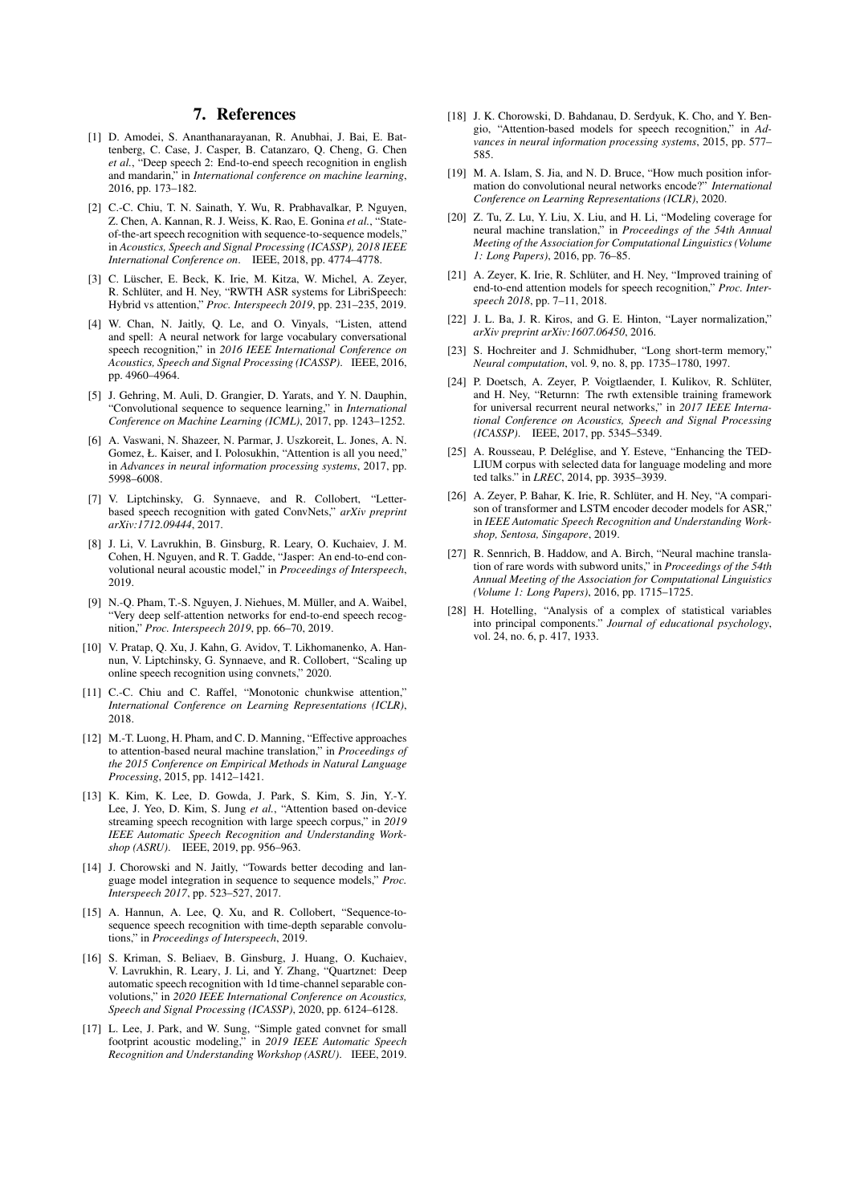## 7. References

[1] D. Amodei, S. Ananthanarayanan, R. Anubhai, J. Bai, E. Battenberg, C. Case, J. Casper, B. Catanzaro, Q. Cheng, G. Chen *et al.*, "Deep speech 2: End-to-end speech recognition in english and mandarin," in *International conference on machine learning*, 2016, pp. 173–182.

[2] C.-C. Chiu, T. N. Sainath, Y. Wu, R. Prabhavalkar, P. Nguyen, Z. Chen, A. Kannan, R. J. Weiss, K. Rao, E. Gonina *et al.*, "State-of-the-art speech recognition with sequence-to-sequence models," in *Acoustics, Speech and Signal Processing (ICASSP), 2018 IEEE International Conference on*. IEEE, 2018, pp. 4774–4778.

[3] C. Lüscher, E. Beck, K. Irie, M. Kitza, W. Michel, A. Zeyer, R. Schlüter, and H. Ney, "RWTH ASR systems for LibriSpeech: Hybrid vs attention," *Proc. Interspeech 2019*, pp. 231–235, 2019.

[4] W. Chan, N. Jaitly, Q. Le, and O. Vinyals, "Listen, attend and spell: A neural network for large vocabulary conversational speech recognition," in *2016 IEEE International Conference on Acoustics, Speech and Signal Processing (ICASSP)*. IEEE, 2016, pp. 4960–4964.

[5] J. Gehring, M. Auli, D. Grangier, D. Yarats, and Y. N. Dauphin, "Convolutional sequence to sequence learning," in *International Conference on Machine Learning (ICML)*, 2017, pp. 1243–1252.

[6] A. Vaswani, N. Shazeer, N. Parmar, J. Uszkoreit, L. Jones, A. N. Gomez, Ł. Kaiser, and I. Polosukhin, "Attention is all you need," in *Advances in neural information processing systems*, 2017, pp. 5998–6008.

[7] V. Liptchinsky, G. Synnaeve, and R. Collobert, "Letter-based speech recognition with gated ConvNets," *arXiv preprint arXiv:1712.09444*, 2017.

[8] J. Li, V. Lavrukhin, B. Ginsburg, R. Leary, O. Kuchaiev, J. M. Cohen, H. Nguyen, and R. T. Gadde, "Jasper: An end-to-end convolutional neural acoustic model," in *Proceedings of Interspeech*, 2019.

[9] N.-Q. Pham, T.-S. Nguyen, J. Niehues, M. Müller, and A. Waibel, "Very deep self-attention networks for end-to-end speech recognition," *Proc. Interspeech 2019*, pp. 66–70, 2019.

[10] V. Pratap, Q. Xu, J. Kahn, G. Avidov, T. Likhomanenko, A. Hannun, V. Liptchinsky, G. Synnaeve, and R. Collobert, "Scaling up online speech recognition using convnets," 2020.

[11] C.-C. Chiu and C. Raffel, "Monotonic chunkwise attention," *International Conference on Learning Representations (ICLR)*, 2018.

[12] M.-T. Luong, H. Pham, and C. D. Manning, "Effective approaches to attention-based neural machine translation," in *Proceedings of the 2015 Conference on Empirical Methods in Natural Language Processing*, 2015, pp. 1412–1421.

[13] K. Kim, K. Lee, D. Gowda, J. Park, S. Kim, S. Jin, Y.-Y. Lee, J. Yeo, D. Kim, S. Jung *et al.*, "Attention based on-device streaming speech recognition with large speech corpus," in *2019 IEEE Automatic Speech Recognition and Understanding Workshop (ASRU)*. IEEE, 2019, pp. 956–963.

[14] J. Chorowski and N. Jaitly, "Towards better decoding and language model integration in sequence to sequence models," *Proc. Interspeech 2017*, pp. 523–527, 2017.

[15] A. Hannun, A. Lee, Q. Xu, and R. Collobert, "Sequence-to-sequence speech recognition with time-depth separable convolutions," in *Proceedings of Interspeech*, 2019.

[16] S. Kriman, S. Beliaev, B. Ginsburg, J. Huang, O. Kuchaiev, V. Lavrukhin, R. Leary, J. Li, and Y. Zhang, "Quartznet: Deep automatic speech recognition with 1d time-channel separable convolutions," in *2020 IEEE International Conference on Acoustics, Speech and Signal Processing (ICASSP)*, 2020, pp. 6124–6128.

[17] L. Lee, J. Park, and W. Sung, "Simple gated convnet for small footprint acoustic modeling," in *2019 IEEE Automatic Speech Recognition and Understanding Workshop (ASRU)*. IEEE, 2019.

[18] J. K. Chorowski, D. Bahdanau, D. Serdyuk, K. Cho, and Y. Bengio, "Attention-based models for speech recognition," in *Advances in neural information processing systems*, 2015, pp. 577–585.

[19] M. A. Islam, S. Jia, and N. D. Bruce, "How much position information do convolutional neural networks encode?" *International Conference on Learning Representations (ICLR)*, 2020.

[20] Z. Tu, Z. Lu, Y. Liu, X. Liu, and H. Li, "Modeling coverage for neural machine translation," in *Proceedings of the 54th Annual Meeting of the Association for Computational Linguistics (Volume 1: Long Papers)*, 2016, pp. 76–85.

[21] A. Zeyer, K. Irie, R. Schlüter, and H. Ney, "Improved training of end-to-end attention models for speech recognition," *Proc. Interspeech 2018*, pp. 7–11, 2018.

[22] J. L. Ba, J. R. Kiros, and G. E. Hinton, "Layer normalization," *arXiv preprint arXiv:1607.06450*, 2016.

[23] S. Hochreiter and J. Schmidhuber, "Long short-term memory," *Neural computation*, vol. 9, no. 8, pp. 1735–1780, 1997.

[24] P. Doetsch, A. Zeyer, P. Voigtlaender, I. Kulikov, R. Schlüter, and H. Ney, "Returnn: The rwth extensible training framework for universal recurrent neural networks," in *2017 IEEE International Conference on Acoustics, Speech and Signal Processing (ICASSP)*. IEEE, 2017, pp. 5345–5349.

[25] A. Rousseau, P. Deléglise, and Y. Esteve, "Enhancing the TED-LIUM corpus with selected data for language modeling and more ted talks." in *LREC*, 2014, pp. 3935–3939.

[26] A. Zeyer, P. Bahar, K. Irie, R. Schlüter, and H. Ney, "A comparison of transformer and LSTM encoder decoder models for ASR," in *IEEE Automatic Speech Recognition and Understanding Workshop, Sentosa, Singapore*, 2019.

[27] R. Sennrich, B. Haddow, and A. Birch, "Neural machine translation of rare words with subword units," in *Proceedings of the 54th Annual Meeting of the Association for Computational Linguistics (Volume 1: Long Papers)*, 2016, pp. 1715–1725.

[28] H. Hotelling, "Analysis of a complex of statistical variables into principal components." *Journal of educational psychology*, vol. 24, no. 6, p. 417, 1933.